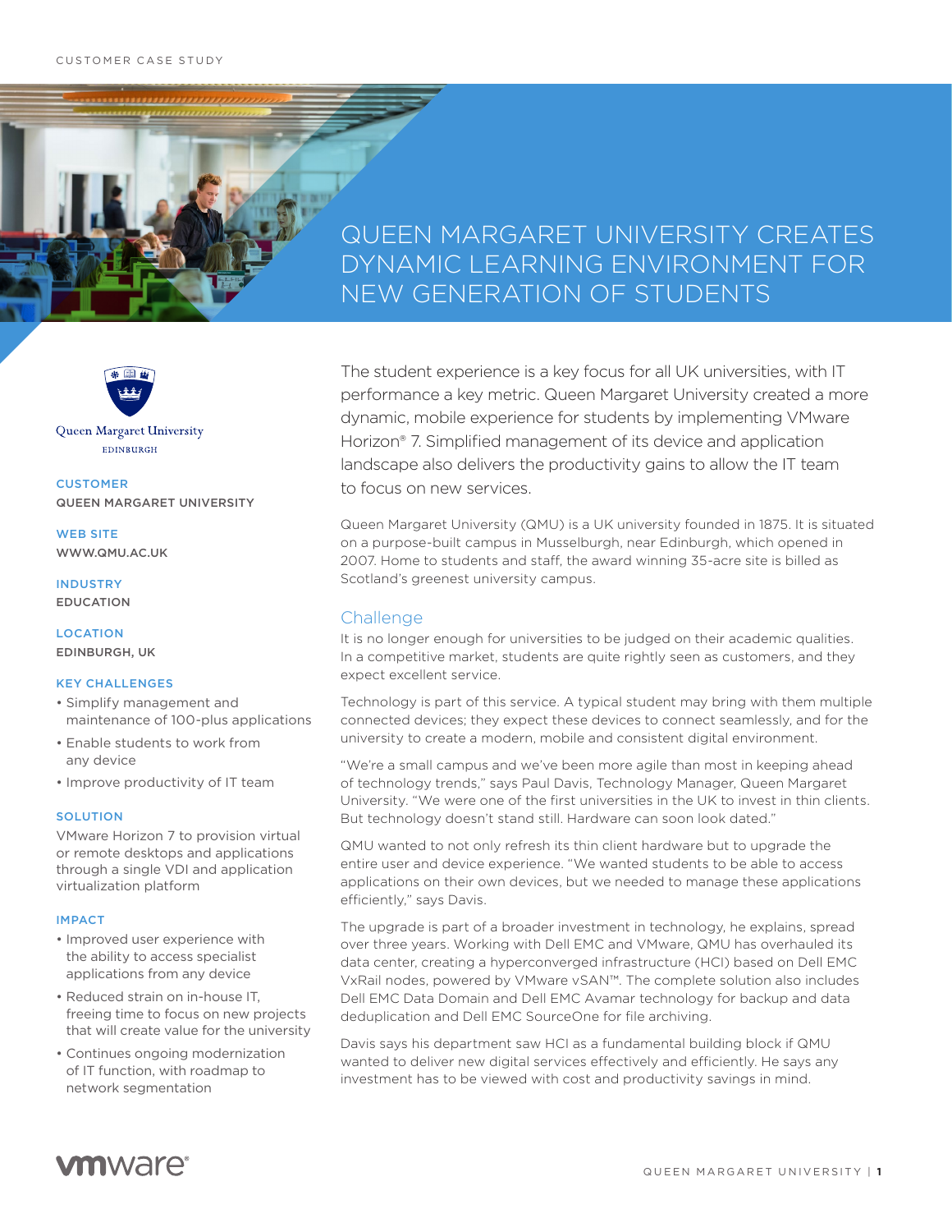CUSTOMER CASE STUDY

# QUEEN MARGARET UNIVERSITY CREATES DYNAMIC LEARNING ENVIRONMENT FOR NEW GENERATION OF STUDENTS

Queen Margaret University
EDINBURGH

**CUSTOMER**
QUEEN MARGARET UNIVERSITY

**WEB SITE**
WWW.QMU.AC.UK

**INDUSTRY**
EDUCATION

**LOCATION**
EDINBURGH, UK

**KEY CHALLENGES**

- Simplify management and maintenance of 100-plus applications
- Enable students to work from any device
- Improve productivity of IT team

**SOLUTION**

VMware Horizon 7 to provision virtual or remote desktops and applications through a single VDI and application virtualization platform

**IMPACT**

- Improved user experience with the ability to access specialist applications from any device
- Reduced strain on in-house IT, freeing time to focus on new projects that will create value for the university
- Continues ongoing modernization of IT function, with roadmap to network segmentation

The student experience is a key focus for all UK universities, with IT performance a key metric. Queen Margaret University created a more dynamic, mobile experience for students by implementing VMware Horizon® 7. Simplified management of its device and application landscape also delivers the productivity gains to allow the IT team to focus on new services.

Queen Margaret University (QMU) is a UK university founded in 1875. It is situated on a purpose-built campus in Musselburgh, near Edinburgh, which opened in 2007. Home to students and staff, the award winning 35-acre site is billed as Scotland's greenest university campus.

## Challenge

It is no longer enough for universities to be judged on their academic qualities. In a competitive market, students are quite rightly seen as customers, and they expect excellent service.

Technology is part of this service. A typical student may bring with them multiple connected devices; they expect these devices to connect seamlessly, and for the university to create a modern, mobile and consistent digital environment.

"We're a small campus and we've been more agile than most in keeping ahead of technology trends," says Paul Davis, Technology Manager, Queen Margaret University. "We were one of the first universities in the UK to invest in thin clients. But technology doesn't stand still. Hardware can soon look dated."

QMU wanted to not only refresh its thin client hardware but to upgrade the entire user and device experience. "We wanted students to be able to access applications on their own devices, but we needed to manage these applications efficiently," says Davis.

The upgrade is part of a broader investment in technology, he explains, spread over three years. Working with Dell EMC and VMware, QMU has overhauled its data center, creating a hyperconverged infrastructure (HCI) based on Dell EMC VxRail nodes, powered by VMware vSAN™. The complete solution also includes Dell EMC Data Domain and Dell EMC Avamar technology for backup and data deduplication and Dell EMC SourceOne for file archiving.

Davis says his department saw HCI as a fundamental building block if QMU wanted to deliver new digital services effectively and efficiently. He says any investment has to be viewed with cost and productivity savings in mind.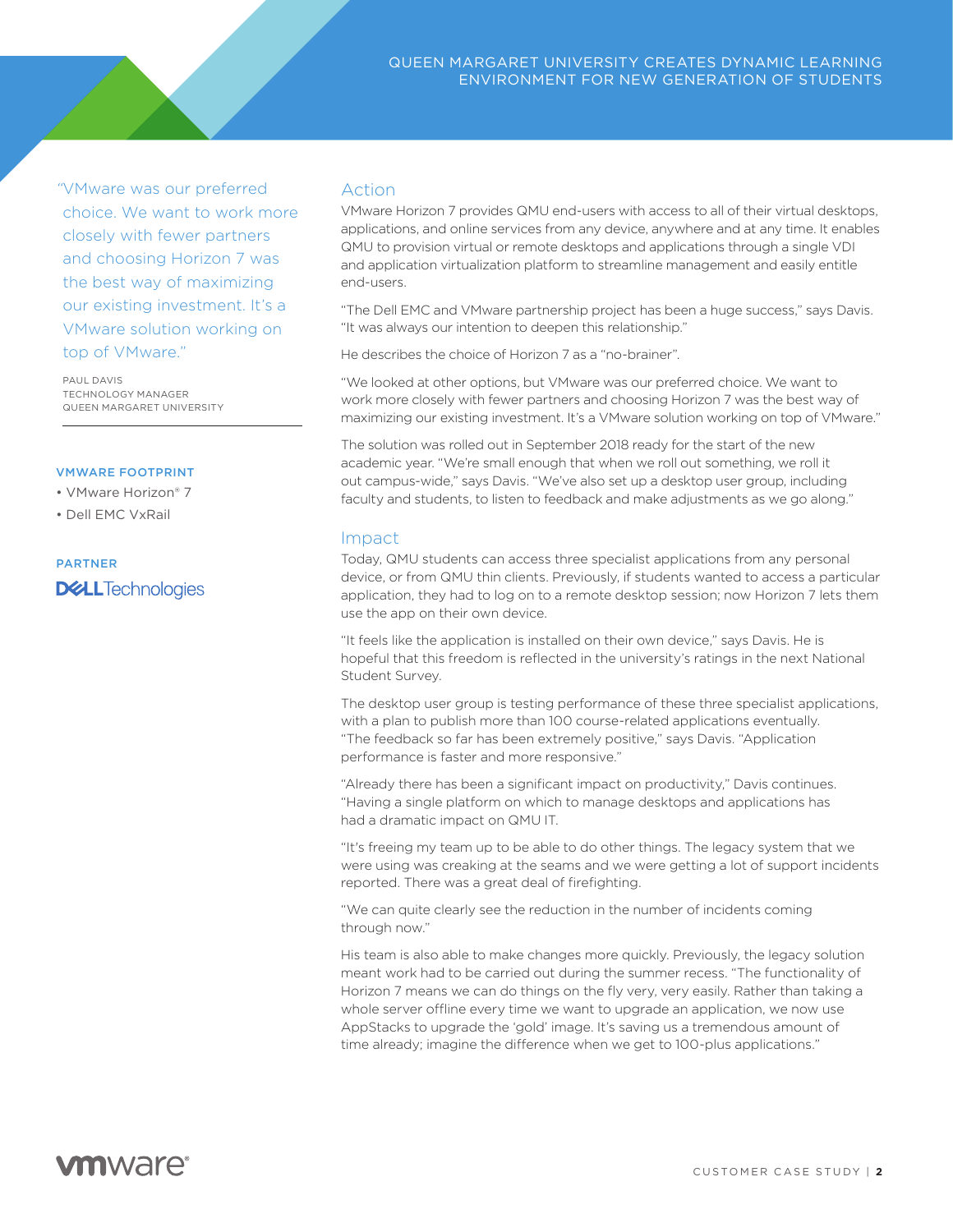"VMware was our preferred choice. We want to work more closely with fewer partners and choosing Horizon 7 was the best way of maximizing our existing investment. It's a VMware solution working on top of VMware."

PAUL DAVIS
TECHNOLOGY MANAGER
QUEEN MARGARET UNIVERSITY

**VMWARE FOOTPRINT**

- VMware Horizon® 7
- Dell EMC VxRail

**PARTNER**

Dell Technologies

## Action

VMware Horizon 7 provides QMU end-users with access to all of their virtual desktops, applications, and online services from any device, anywhere and at any time. It enables QMU to provision virtual or remote desktops and applications through a single VDI and application virtualization platform to streamline management and easily entitle end-users.

"The Dell EMC and VMware partnership project has been a huge success," says Davis. "It was always our intention to deepen this relationship."

He describes the choice of Horizon 7 as a "no-brainer".

"We looked at other options, but VMware was our preferred choice. We want to work more closely with fewer partners and choosing Horizon 7 was the best way of maximizing our existing investment. It's a VMware solution working on top of VMware."

The solution was rolled out in September 2018 ready for the start of the new academic year. "We're small enough that when we roll out something, we roll it out campus-wide," says Davis. "We've also set up a desktop user group, including faculty and students, to listen to feedback and make adjustments as we go along."

## Impact

Today, QMU students can access three specialist applications from any personal device, or from QMU thin clients. Previously, if students wanted to access a particular application, they had to log on to a remote desktop session; now Horizon 7 lets them use the app on their own device.

"It feels like the application is installed on their own device," says Davis. He is hopeful that this freedom is reflected in the university's ratings in the next National Student Survey.

The desktop user group is testing performance of these three specialist applications, with a plan to publish more than 100 course-related applications eventually. "The feedback so far has been extremely positive," says Davis. "Application performance is faster and more responsive."

"Already there has been a significant impact on productivity," Davis continues. "Having a single platform on which to manage desktops and applications has had a dramatic impact on QMU IT.

"It's freeing my team up to be able to do other things. The legacy system that we were using was creaking at the seams and we were getting a lot of support incidents reported. There was a great deal of firefighting.

"We can quite clearly see the reduction in the number of incidents coming through now."

His team is also able to make changes more quickly. Previously, the legacy solution meant work had to be carried out during the summer recess. "The functionality of Horizon 7 means we can do things on the fly very, very easily. Rather than taking a whole server offline every time we want to upgrade an application, we now use AppStacks to upgrade the 'gold' image. It's saving us a tremendous amount of time already; imagine the difference when we get to 100-plus applications."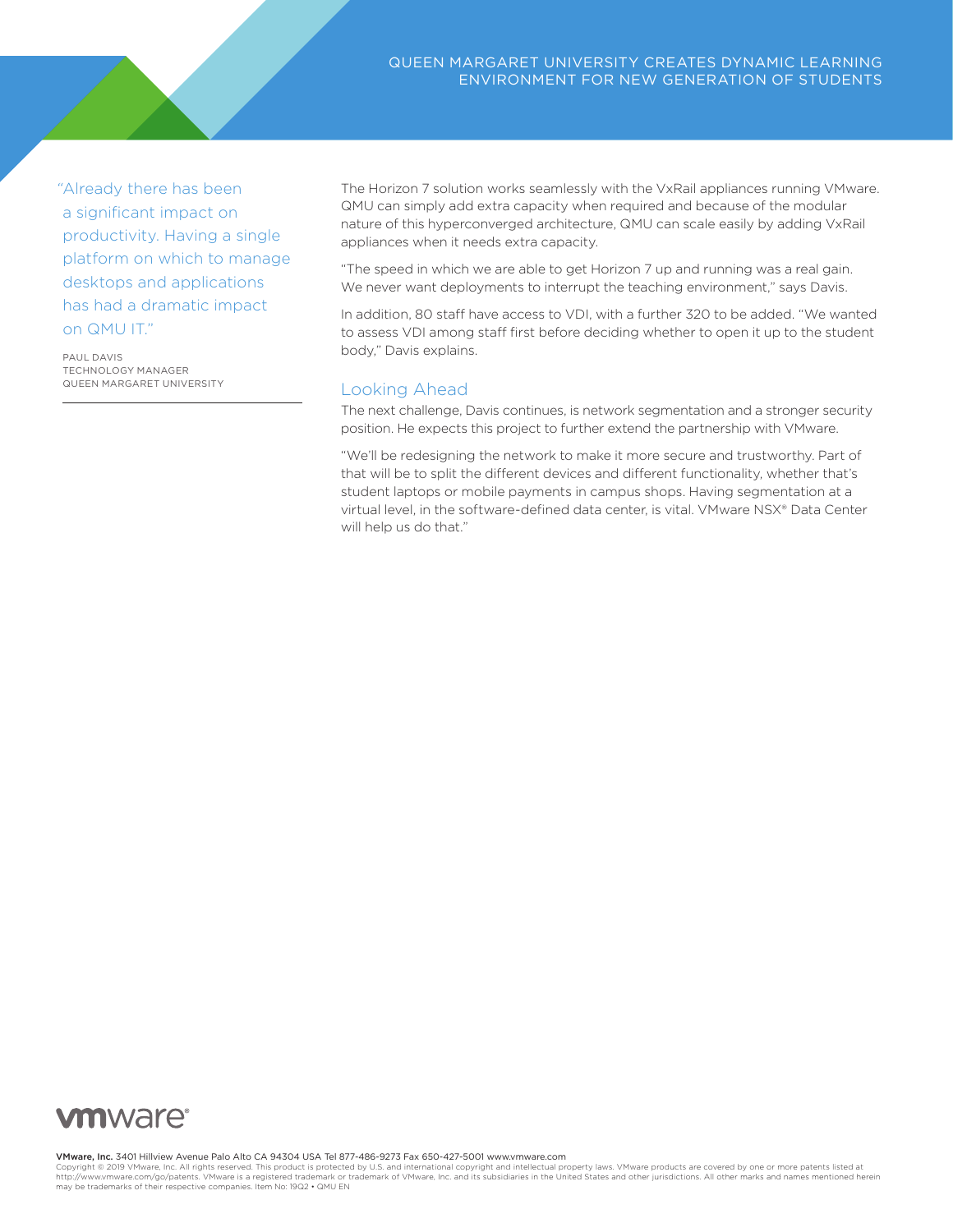"Already there has been a significant impact on productivity. Having a single platform on which to manage desktops and applications has had a dramatic impact on QMU IT."

PAUL DAVIS
TECHNOLOGY MANAGER
QUEEN MARGARET UNIVERSITY

The Horizon 7 solution works seamlessly with the VxRail appliances running VMware. QMU can simply add extra capacity when required and because of the modular nature of this hyperconverged architecture, QMU can scale easily by adding VxRail appliances when it needs extra capacity.

"The speed in which we are able to get Horizon 7 up and running was a real gain. We never want deployments to interrupt the teaching environment," says Davis.

In addition, 80 staff have access to VDI, with a further 320 to be added. "We wanted to assess VDI among staff first before deciding whether to open it up to the student body," Davis explains.

## Looking Ahead

The next challenge, Davis continues, is network segmentation and a stronger security position. He expects this project to further extend the partnership with VMware.

"We'll be redesigning the network to make it more secure and trustworthy. Part of that will be to split the different devices and different functionality, whether that's student laptops or mobile payments in campus shops. Having segmentation at a virtual level, in the software-defined data center, is vital. VMware NSX® Data Center will help us do that."

**VMware, Inc.** 3401 Hillview Avenue Palo Alto CA 94304 USA Tel 877-486-9273 Fax 650-427-5001 www.vmware.com
Copyright © 2019 VMware, Inc. All rights reserved. This product is protected by U.S. and international copyright and intellectual property laws. VMware products are covered by one or more patents listed at http://www.vmware.com/go/patents. VMware is a registered trademark or trademark of VMware, Inc. and its subsidiaries in the United States and other jurisdictions. All other marks and names mentioned herein may be trademarks of their respective companies. Item No: 19Q2 • QMU EN